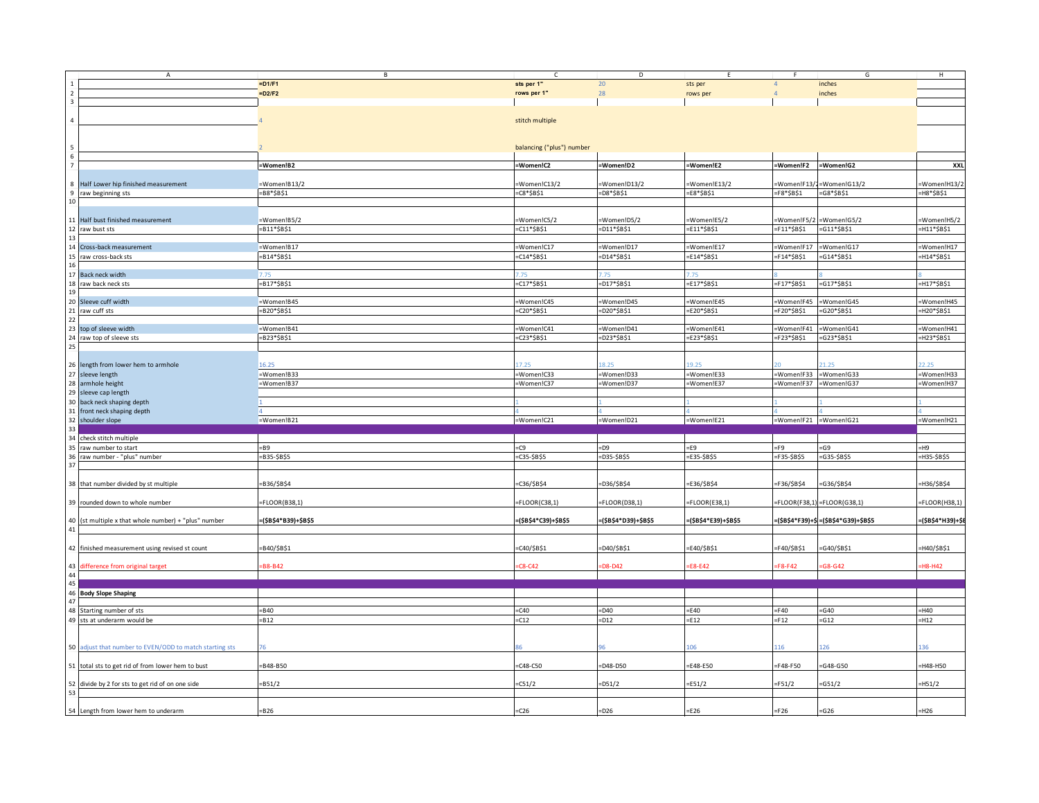| | A | B | C | D | E | F | G | H |
|---|---|---|---|---|---|---|---|---|
| 1 | | **=D1/F1** | **sts per 1"** | 20 | sts per | 4 | inches | |
| 2 | | **=D2/F2** | **rows per 1"** | 28 | rows per | 4 | inches | |
| 3 | | | | | | | | |
| 4 | | 4 | stitch multiple | | | | | |
| 5 | | 2 | balancing ("plus") number | | | | | |
| 6 | | | | | | | | |
| 7 | | **=Women!B2** | **=Women!C2** | **=Women!D2** | **=Women!E2** | **=Women!F2** | **=Women!G2** | **XXL** |
| 8 | Half Lower hip finished measurement | =Women!B13/2 | =Women!C13/2 | =Women!D13/2 | =Women!E13/2 | =Women!F13/2 | =Women!G13/2 | =Women!H13/2 |
| 9 | raw beginning sts | =B8*$B$1 | =C8*$B$1 | =D8*$B$1 | =E8*$B$1 | =F8*$B$1 | =G8*$B$1 | =H8*$B$1 |
| 10 | | | | | | | | |
| 11 | Half bust finished measurement | =Women!B5/2 | =Women!C5/2 | =Women!D5/2 | =Women!E5/2 | =Women!F5/2 | =Women!G5/2 | =Women!H5/2 |
| 12 | raw bust sts | =B11*$B$1 | =C11*$B$1 | =D11*$B$1 | =E11*$B$1 | =F11*$B$1 | =G11*$B$1 | =H11*$B$1 |
| 13 | | | | | | | | |
| 14 | Cross-back measurement | =Women!B17 | =Women!C17 | =Women!D17 | =Women!E17 | =Women!F17 | =Women!G17 | =Women!H17 |
| 15 | raw cross-back sts | =B14*$B$1 | =C14*$B$1 | =D14*$B$1 | =E14*$B$1 | =F14*$B$1 | =G14*$B$1 | =H14*$B$1 |
| 16 | | | | | | | | |
| 17 | Back neck width | 7.75 | 7.75 | 7.75 | 7.75 | 8 | 8 | 8 |
| 18 | raw back neck sts | =B17*$B$1 | =C17*$B$1 | =D17*$B$1 | =E17*$B$1 | =F17*$B$1 | =G17*$B$1 | =H17*$B$1 |
| 19 | | | | | | | | |
| 20 | Sleeve cuff width | =Women!B45 | =Women!C45 | =Women!D45 | =Women!E45 | =Women!F45 | =Women!G45 | =Women!H45 |
| 21 | raw cuff sts | =B20*$B$1 | =C20*$B$1 | =D20*$B$1 | =E20*$B$1 | =F20*$B$1 | =G20*$B$1 | =H20*$B$1 |
| 22 | | | | | | | | |
| 23 | top of sleeve width | =Women!B41 | =Women!C41 | =Women!D41 | =Women!E41 | =Women!F41 | =Women!G41 | =Women!H41 |
| 24 | raw top of sleeve sts | =B23*$B$1 | =C23*$B$1 | =D23*$B$1 | =E23*$B$1 | =F23*$B$1 | =G23*$B$1 | =H23*$B$1 |
| 25 | | | | | | | | |
| 26 | length from lower hem to armhole | 16.25 | 17.25 | 18.25 | 19.25 | 20 | 21.25 | 22.25 |
| 27 | sleeve length | =Women!B33 | =Women!C33 | =Women!D33 | =Women!E33 | =Women!F33 | =Women!G33 | =Women!H33 |
| 28 | armhole height | =Women!B37 | =Women!C37 | =Women!D37 | =Women!E37 | =Women!F37 | =Women!G37 | =Women!H37 |
| 29 | sleeve cap length | | | | | | | |
| 30 | back neck shaping depth | 1 | 1 | 1 | 1 | 1 | 1 | 1 |
| 31 | front neck shaping depth | 4 | 4 | 4 | 4 | 4 | 4 | 4 |
| 32 | shoulder slope | =Women!B21 | =Women!C21 | =Women!D21 | =Women!E21 | =Women!F21 | =Women!G21 | =Women!H21 |
| 33 | | | | | | | | |
| 34 | check stitch multiple | | | | | | | |
| 35 | raw number to start | =B9 | =C9 | =D9 | =E9 | =F9 | =G9 | =H9 |
| 36 | raw number - "plus" number | =B35-$B$5 | =C35-$B$5 | =D35-$B$5 | =E35-$B$5 | =F35-$B$5 | =G35-$B$5 | =H35-$B$5 |
| 37 | | | | | | | | |
| 38 | that number divided by st multiple | =B36/$B$4 | =C36/$B$4 | =D36/$B$4 | =E36/$B$4 | =F36/$B$4 | =G36/$B$4 | =H36/$B$4 |
| 39 | rounded down to whole number | =FLOOR(B38,1) | =FLOOR(C38,1) | =FLOOR(D38,1) | =FLOOR(E38,1) | =FLOOR(F38,1) | =FLOOR(G38,1) | =FLOOR(H38,1) |
| 40 | (st multiple x that whole number) + "plus" number | **=($B$4*B39)+$B$5** | **=($B$4*C39)+$B$5** | **=($B$4*D39)+$B$5** | **=($B$4*E39)+$B$5** | **=($B$4*F39)+$** | **=($B$4*G39)+$B$5** | **=($B$4*H39)+$E** |
| 41 | | | | | | | | |
| 42 | finished measurement using revised st count | =B40/$B$1 | =C40/$B$1 | =D40/$B$1 | =E40/$B$1 | =F40/$B$1 | =G40/$B$1 | =H40/$B$1 |
| 43 | difference from original target | =B8-B42 | =C8-C42 | =D8-D42 | =E8-E42 | =F8-F42 | =G8-G42 | =H8-H42 |
| 44 | | | | | | | | |
| 45 | | | | | | | | |
| 46 | **Body Slope Shaping** | | | | | | | |
| 47 | | | | | | | | |
| 48 | Starting number of sts | =B40 | =C40 | =D40 | =E40 | =F40 | =G40 | =H40 |
| 49 | sts at underarm would be | =B12 | =C12 | =D12 | =E12 | =F12 | =G12 | =H12 |
| 50 | adjust that number to EVEN/ODD to match starting sts | 76 | 86 | 96 | 106 | 116 | 126 | 136 |
| 51 | total sts to get rid of from lower hem to bust | =B48-B50 | =C48-C50 | =D48-D50 | =E48-E50 | =F48-F50 | =G48-G50 | =H48-H50 |
| 52 | divide by 2 for sts to get rid of on one side | =B51/2 | =C51/2 | =D51/2 | =E51/2 | =F51/2 | =G51/2 | =H51/2 |
| 53 | | | | | | | | |
| 54 | Length from lower hem to underarm | =B26 | =C26 | =D26 | =E26 | =F26 | =G26 | =H26 |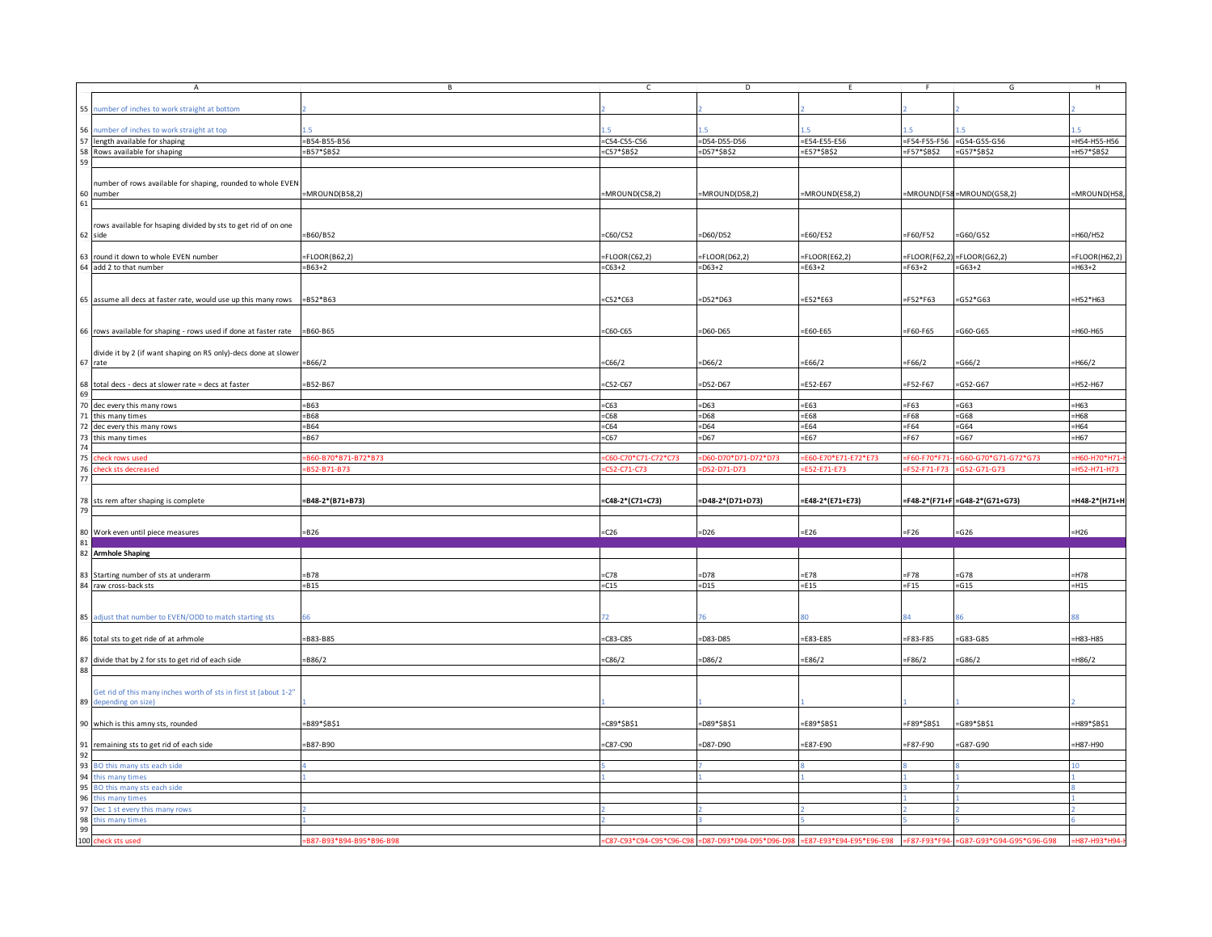| | A | B | C | D | E | F | G | H |
|---|---|---|---|---|---|---|---|---|
| 55 | number of inches to work straight at bottom | 2 | 2 | 2 | 2 | 2 | 2 | 2 |
| 56 | number of inches to work straight at top | 1.5 | 1.5 | 1.5 | 1.5 | 1.5 | 1.5 | 1.5 |
| 57 | length available for shaping | =B54-B55-B56 | =C54-C55-C56 | =D54-D55-D56 | =E54-E55-E56 | =F54-F55-F56 | =G54-G55-G56 | =H54-H55-H56 |
| 58 | Rows available for shaping | =B57*$B$2 | =C57*$B$2 | =D57*$B$2 | =E57*$B$2 | =F57*$B$2 | =G57*$B$2 | =H57*$B$2 |
| 59 | | | | | | | | |
| 60 | number of rows available for shaping, rounded to whole EVEN number | =MROUND(B58,2) | =MROUND(C58,2) | =MROUND(D58,2) | =MROUND(E58,2) | =MROUND(F58 | =MROUND(G58,2) | =MROUND(H58, |
| 61 | | | | | | | | |
| 62 | rows available for hsaping divided by sts to get rid of on one side | =B60/B52 | =C60/C52 | =D60/D52 | =E60/E52 | =F60/F52 | =G60/G52 | =H60/H52 |
| 63 | round it down to whole EVEN number | =FLOOR(B62,2) | =FLOOR(C62,2) | =FLOOR(D62,2) | =FLOOR(E62,2) | =FLOOR(F62,2) | =FLOOR(G62,2) | =FLOOR(H62,2) |
| 64 | add 2 to that number | =B63+2 | =C63+2 | =D63+2 | =E63+2 | =F63+2 | =G63+2 | =H63+2 |
| 65 | assume all decs at faster rate, would use up this many rows | =B52*B63 | =C52*C63 | =D52*D63 | =E52*E63 | =F52*F63 | =G52*G63 | =H52*H63 |
| 66 | rows available for shaping - rows used if done at faster rate | =B60-B65 | =C60-C65 | =D60-D65 | =E60-E65 | =F60-F65 | =G60-G65 | =H60-H65 |
| 67 | divide it by 2 (if want shaping on RS only)-decs done at slower rate | =B66/2 | =C66/2 | =D66/2 | =E66/2 | =F66/2 | =G66/2 | =H66/2 |
| 68 | total decs - decs at slower rate = decs at faster | =B52-B67 | =C52-C67 | =D52-D67 | =E52-E67 | =F52-F67 | =G52-G67 | =H52-H67 |
| 69 | | | | | | | | |
| 70 | dec every this many rows | =B63 | =C63 | =D63 | =E63 | =F63 | =G63 | =H63 |
| 71 | this many times | =B68 | =C68 | =D68 | =E68 | =F68 | =G68 | =H68 |
| 72 | dec every this many rows | =B64 | =C64 | =D64 | =E64 | =F64 | =G64 | =H64 |
| 73 | this many times | =B67 | =C67 | =D67 | =E67 | =F67 | =G67 | =H67 |
| 74 | | | | | | | | |
| 75 | check rows used | =B60-B70*B71-B72*B73 | =C60-C70*C71-C72*C73 | =D60-D70*D71-D72*D73 | =E60-E70*E71-E72*E73 | =F60-F70*F71- | =G60-G70*G71-G72*G73 | =H60-H70*H71-I |
| 76 | check sts decreased | =B52-B71-B73 | =C52-C71-C73 | =D52-D71-D73 | =E52-E71-E73 | =F52-F71-F73 | =G52-G71-G73 | =H52-H71-H73 |
| 77 | | | | | | | | |
| 78 | sts rem after shaping is complete | **=B48-2*(B71+B73)** | **=C48-2*(C71+C73)** | **=D48-2*(D71+D73)** | **=E48-2*(E71+E73)** | **=F48-2*(F71+F** | **=G48-2*(G71+G73)** | **=H48-2*(H71+H** |
| 79 | | | | | | | | |
| 80 | Work even until piece measures | =B26 | =C26 | =D26 | =E26 | =F26 | =G26 | =H26 |
| 81 | | | | | | | | |
| 82 | **Armhole Shaping** | | | | | | | |
| 83 | Starting number of sts at underarm | =B78 | =C78 | =D78 | =E78 | =F78 | =G78 | =H78 |
| 84 | raw cross-back sts | =B15 | =C15 | =D15 | =E15 | =F15 | =G15 | =H15 |
| 85 | adjust that number to EVEN/ODD to match starting sts | 66 | 72 | 76 | 80 | 84 | 86 | 88 |
| 86 | total sts to get ride of at arhmole | =B83-B85 | =C83-C85 | =D83-D85 | =E83-E85 | =F83-F85 | =G83-G85 | =H83-H85 |
| 87 | divide that by 2 for sts to get rid of each side | =B86/2 | =C86/2 | =D86/2 | =E86/2 | =F86/2 | =G86/2 | =H86/2 |
| 88 | | | | | | | | |
| 89 | Get rid of this many inches worth of sts in first st (about 1-2" depending on size) | 1 | 1 | 1 | 1 | 1 | 1 | 2 |
| 90 | which is this amny sts, rounded | =B89*$B$1 | =C89*$B$1 | =D89*$B$1 | =E89*$B$1 | =F89*$B$1 | =G89*$B$1 | =H89*$B$1 |
| 91 | remaining sts to get rid of each side | =B87-B90 | =C87-C90 | =D87-D90 | =E87-E90 | =F87-F90 | =G87-G90 | =H87-H90 |
| 92 | | | | | | | | |
| 93 | BO this many sts each side | 4 | 5 | 7 | 8 | 8 | 8 | 10 |
| 94 | this many times | 1 | 1 | 1 | 1 | 1 | 1 | 1 |
| 95 | BO this many sts each side | | | | | 3 | 7 | 8 |
| 96 | this many times | | | | | 1 | 1 | 1 |
| 97 | Dec 1 st every this many rows | 2 | 2 | 2 | 2 | 2 | 2 | 2 |
| 98 | this many times | 1 | 2 | 3 | 5 | 5 | 5 | 6 |
| 99 | | | | | | | | |
| 100 | check sts used | =B87-B93*B94-B95*B96-B98 | =C87-C93*C94-C95*C96-C98 | =D87-D93*D94-D95*D96-D98 | =E87-E93*E94-E95*E96-E98 | =F87-F93*F94- | =G87-G93*G94-G95*G96-G98 | =H87-H93*H94-I |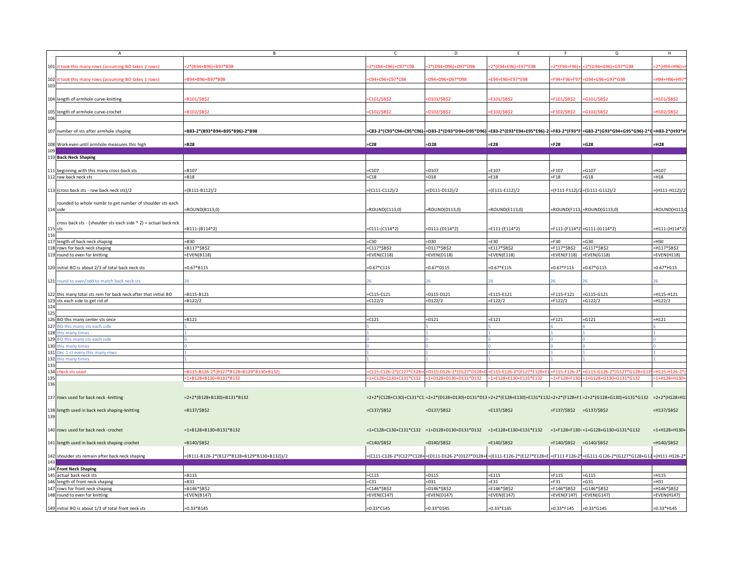| | A | B | C | D | E | F | G | H |
|---|---|---|---|---|---|---|---|---|
| 101 | it took this many rows (assuming BO takes 2 rows) | =2*(B94+B96)+B97*B98 | =2*(C94+C96)+C97*C98 | =2*(D94+D96)+D97*D98 | =2*(E94+E96)+E97*E98 | =2*(F94+F96)+ | =2*(G94+G96)+G97*G98 | =2*(H94+H96)+H |
| 102 | it took this many rows (assuming BO takes 1 rows) | =B94+B96+B97*B98 | =C94+C96+C97*C98 | =D94+D96+D97*D98 | =E94+E96+E97*E98 | =F94+F96+F97 | =G94+G96+G97*G98 | =H94+H96+H97* |
| 103 | | | | | | | | |
| 104 | length of armhole curve-knitting | =B101/$B$2 | =C101/$B$2 | =D101/$B$2 | =E101/$B$2 | =F101/$B$2 | =G101/$B$2 | =H101/$B$2 |
| 105 | length of armhole curve-crochet | =B102/$B$2 | =C102/$B$2 | =D102/$B$2 | =E102/$B$2 | =F102/$B$2 | =G102/$B$2 | =H102/$B$2 |
| 106 | | | | | | | | |
| 107 | number of sts after armhole shaping | =B83-2*(B93*B94+B95*B96)-2*B98 | =C83-2*(C93*C94+C95*C96)- | =D83-2*(D93*D94+D95*D96) | =E83-2*(E93*E94+E95*E96)-2 | =F83-2*(F93*F | =G83-2*(G93*G94+G95*G96)-2*G | =H83-2*(H93*H |
| 108 | Work even until armhole measures this high | =B28 | =C28 | =D28 | =E28 | =F28 | =G28 | =H28 |
| 109 | | | | | | | | |
| 110 | **Back Neck Shaping** | | | | | | | |
| 111 | beginning with this many cross-back sts | =B107 | =C107 | =D107 | =E107 | =F107 | =G107 | =H107 |
| 112 | raw back neck sts | =B18 | =C18 | =D18 | =E18 | =F18 | =G18 | =H18 |
| 113 | (cross back sts - raw back neck sts)/2 | =(B111-B112)/2 | =(C111-C112)/2 | =(D111-D112)/2 | =(E111-E112)/2 | =(F111-F112)/2 | =(G111-G112)/2 | =(H111-H112)/2 |
| 114 | rounded to whole numbr to get number of shoulder sts each side | =ROUND(B113,0) | =ROUND(C113,0) | =ROUND(D113,0) | =ROUND(E113,0) | =ROUND(F113, | =ROUND(G113,0) | =ROUND(H113,0 |
| 115 | cross back sts - (shoulder sts each side * 2) = actual back nck sts | =B111-(B114*2) | =C111-(C114*2) | =D111-(D114*2) | =E111-(E114*2) | =F111-(F114*2 | =G111-(G114*2) | =H111-(H114*2) |
| 116 | | | | | | | | |
| 117 | length of back neck shaping | =B30 | =C30 | =D30 | =E30 | =F30 | =G30 | =H30 |
| 118 | rows for back neck shaping | =B117*$B$2 | =C117*$B$2 | =D117*$B$2 | =E117*$B$2 | =F117*$B$2 | =G117*$B$2 | =H117*$B$2 |
| 119 | round to even for knitting | =EVEN(B118) | =EVEN(C118) | =EVEN(D118) | =EVEN(E118) | =EVEN(F118) | =EVEN(G118) | =EVEN(H118) |
| 120 | initial BO is about 2/3 of total back neck sts | =0.67*B115 | =0.67*C115 | =0.67*D115 | =0.67*E115 | =0.67*F115 | =0.67*G115 | =0.67*H115 |
| 121 | round to even/odd to match back neck sts | 26 | 26 | 26 | 26 | 26 | 26 | 26 |
| 122 | this many total sts rem for back neck after that initial BO | =B115-B121 | =C115-C121 | =D115-D121 | =E115-E121 | =F115-F121 | =G115-G121 | =H115-H121 |
| 123 | sts each side to get rid of | =B122/2 | =C122/2 | =D122/2 | =E122/2 | =F122/2 | =G122/2 | =H122/2 |
| 124 | | | | | | | | |
| 125 | | | | | | | | |
| 126 | BO this many center sts once | =B121 | =C121 | =D121 | =E121 | =F121 | =G121 | =H121 |
| 127 | BO this many sts each side | 5 | 5 | 5 | 5 | 6 | 6 | 6 |
| 128 | this many times | 1 | 1 | 1 | 1 | 1 | 1 | 1 |
| 129 | BO this many sts each side | 0 | 0 | 0 | 0 | 0 | 0 | 0 |
| 130 | this many times | 0 | 0 | 0 | 0 | 0 | 0 | 0 |
| 131 | Dec 1 st every this many rows | 1 | 1 | 1 | 1 | 1 | 1 | 1 |
| 132 | this many times | 1 | 1 | 1 | 1 | 1 | 1 | 1 |
| 133 | | | | | | | | |
| 134 | check sts used | =B115-B126-2*(B127*B128+B129*B130+B132) | =C115-C126-2*(C127*C128+ | =D115-D126-2*(D127*D128+D | =E115-E126-2*(E127*E128+E1 | =F115-F126-2* | =G115-G126-2*(G127*G128+G12 | =H115-H126-2*( |
| 135 | | =1+B128+B130+B131*B132 | =1+C128+C130+C131*C132 | =1+D128+D130+D131*D132 | =1+E128+E130+E131*E132 | =1+F128+F130 | =1+G128+G130+G131*G132 | =1+H128+H130+ |
| 136 | | | | | | | | |
| 137 | rows used for back neck -knitting | =2+2*(B128+B130)+B131*B132 | =2+2*(C128+C130)+C131*C1 | =2+2*(D128+D130)+D131*D13 | =2+2*(E128+E130)+E131*E132 | =2+2*(F128+F1 | =2+2*(G128+G130)+G131*G132 | =2+2*(H128+H13 |
| 138 | length used in back neck shaping-knitting | =B137/$B$2 | =C137/$B$2 | =D137/$B$2 | =E137/$B$2 | =F137/$B$2 | =G137/$B$2 | =H137/$B$2 |
| 139 | | | | | | | | |
| 140 | rows used for back neck -crochet | =1+B128+B130+B131*B132 | =1+C128+C130+C131*C132 | =1+D128+D130+D131*D132 | =1+E128+E130+E131*E132 | =1+F128+F130 | =1+G128+G130+G131*G132 | =1+H128+H130+ |
| 141 | length used in back neck shaping-crochet | =B140/$B$2 | =C140/$B$2 | =D140/$B$2 | =E140/$B$2 | =F140/$B$2 | =G140/$B$2 | =H140/$B$2 |
| 142 | shoulder sts remain after back neck shaping | =(B111-B126-2*(B127*B128+B129*B130+B132))/2 | =(C111-C126-2*(C127*C128+ | =(D111-D126-2*(D127*D128+ | =(E111-E126-2*(E127*E128+E | =(F111-F126-2* | =(G111-G126-2*(G127*G128+G12 | =(H111-H126-2* |
| 143 | | | | | | | | |
| 144 | **Front Neck Shaping** | | | | | | | |
| 145 | actual back neck sts | =B115 | =C115 | =D115 | =E115 | =F115 | =G115 | =H115 |
| 146 | length of front neck shaping | =B31 | =C31 | =D31 | =E31 | =F31 | =G31 | =H31 |
| 147 | rows for front neck shaping | =B146*$B$2 | =C146*$B$2 | =D146*$B$2 | =E146*$B$2 | =F146*$B$2 | =G146*$B$2 | =H146*$B$2 |
| 148 | round to even for knitting | =EVEN(B147) | =EVEN(C147) | =EVEN(D147) | =EVEN(E147) | =EVEN(F147) | =EVEN(G147) | =EVEN(H147) |
| 149 | initial BO is about 1/3 of total front neck sts | =0.33*B145 | =0.33*C145 | =0.33*D145 | =0.33*E145 | =0.33*F145 | =0.33*G145 | =0.33*H145 |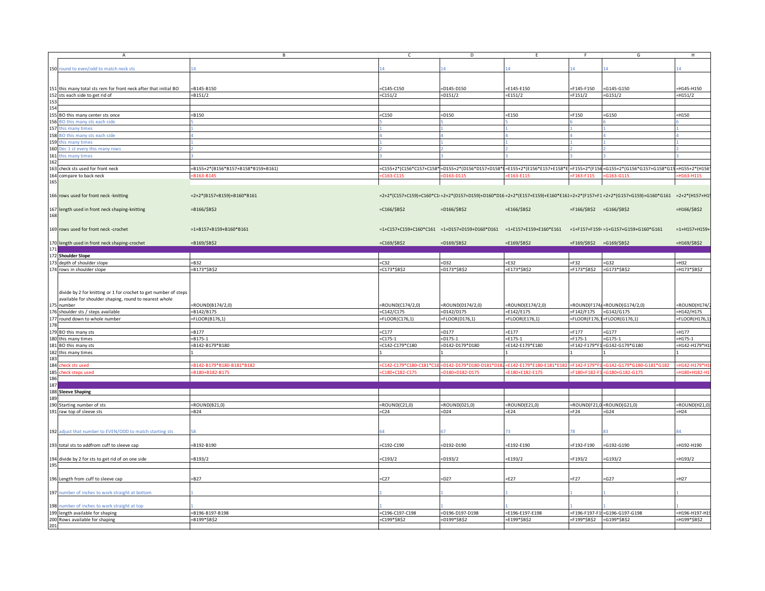| | A | B | C | D | E | F | G | H |
|---|---|---|---|---|---|---|---|---|
| 150 | round to even/odd to match neck sts | 14 | 14 | 14 | 14 | 14 | 14 | 14 |
| 151 | this many total sts rem for front neck after that initial BO | =B145-B150 | =C145-C150 | =D145-D150 | =E145-E150 | =F145-F150 | =G145-G150 | =H145-H150 |
| 152 | sts each side to get rid of | =B151/2 | =C151/2 | =D151/2 | =E151/2 | =F151/2 | =G151/2 | =H151/2 |
| 153 | | | | | | | | |
| 154 | | | | | | | | |
| 155 | BO this many center sts once | =B150 | =C150 | =D150 | =E150 | =F150 | =G150 | =H150 |
| 156 | BO this many sts each side | 5 | 5 | 5 | 5 | 6 | 6 | 6 |
| 157 | this many times | 1 | 1 | 1 | 1 | 1 | 1 | 1 |
| 158 | BO this many sts each side | 4 | 4 | 4 | 4 | 4 | 4 | 4 |
| 159 | this many times | 1 | 1 | 1 | 1 | 1 | 1 | 1 |
| 160 | Dec 1 st every this many rows | 2 | 2 | 2 | 2 | 2 | 2 | 2 |
| 161 | this many times | 3 | 3 | 3 | 3 | 3 | 3 | 3 |
| 162 | | | | | | | | |
| 163 | check sts used for front neck | =B155+2*(B156*B157+B158*B159+B161) | =C155+2*(C156*C157+C158* | =D155+2*(D156*D157+D158* | =E155+2*(E156*E157+E158*E | =F155+2*(F156 | =G155+2*(G156*G157+G158*G15 | =H155+2*(H156 |
| 164 | compare to back neck | =B163-B145 | =C163-C115 | =D163-D115 | =E163-E115 | =F163-F115 | =G163-G115 | =H163-H115 |
| 165 | | | | | | | | |
| 166 | rows used for front neck -knitting | =2+2*(B157+B159)+B160*B161 | =2+2*(C157+C159)+C160*C1 | =2+2*(D157+D159)+D160*D16 | =2+2*(E157+E159)+E160*E161 | =2+2*(F157+F1 | =2+2*(G157+G159)+G160*G161 | =2+2*(H157+H1 |
| 167 | length used in front neck shaping-knitting | =B166/$B$2 | =C166/$B$2 | =D166/$B$2 | =E166/$B$2 | =F166/$B$2 | =G166/$B$2 | =H166/$B$2 |
| 168 | | | | | | | | |
| 169 | rows used for front neck -crochet | =1+B157+B159+B160*B161 | =1+C157+C159+C160*C161 | =1+D157+D159+D160*D161 | =1+E157+E159+E160*E161 | =1+F157+F159 | =1+G157+G159+G160*G161 | =1+H157+H159+ |
| 170 | length used in front neck shaping-crochet | =B169/$B$2 | =C169/$B$2 | =D169/$B$2 | =E169/$B$2 | =F169/$B$2 | =G169/$B$2 | =H169/$B$2 |
| 171 | | | | | | | | |
| 172 | **Shoulder Slope** | | | | | | | |
| 173 | depth of shoulder slope | =B32 | =C32 | =D32 | =E32 | =F32 | =G32 | =H32 |
| 174 | rows in shoulder slope | =B173*$B$2 | =C173*$B$2 | =D173*$B$2 | =E173*$B$2 | =F173*$B$2 | =G173*$B$2 | =H173*$B$2 |
| 175 | divide by 2 for knitting or 1 for crochet to get number of steps available for shoulder shaping, round to nearest whole number | =ROUND(B174/2,0) | =ROUND(C174/2,0) | =ROUND(D174/2,0) | =ROUND(E174/2,0) | =ROUND(F174/ | =ROUND(G174/2,0) | =ROUND(H174/2 |
| 176 | shoulder sts / steps available | =B142/B175 | =C142/C175 | =D142/D175 | =E142/E175 | =F142/F175 | =G142/G175 | =H142/H175 |
| 177 | round down to whole number | =FLOOR(B176,1) | =FLOOR(C176,1) | =FLOOR(D176,1) | =FLOOR(E176,1) | =FLOOR(F176,1 | =FLOOR(G176,1) | =FLOOR(H176,1) |
| 178 | | | | | | | | |
| 179 | BO this many sts | =B177 | =C177 | =D177 | =E177 | =F177 | =G177 | =H177 |
| 180 | this many times | =B175-1 | =C175-1 | =D175-1 | =E175-1 | =F175-1 | =G175-1 | =H175-1 |
| 181 | BO this many sts | =B142-B179*B180 | =C142-C179*C180 | =D142-D179*D180 | =E142-E179*E180 | =F142-F179*F1 | =G142-G179*G180 | =H142-H179*H1 |
| 182 | this many times | 1 | 1 | 1 | 1 | 1 | 1 | 1 |
| 183 | | | | | | | | |
| 184 | check sts used | =B142-B179*B180-B181*B182 | =C142-C179*C180-C181*C18 | =D142-D179*D180-D181*D182 | =E142-E179*E180-E181*E182 | =F142-F179*F1 | =G142-G179*G180-G181*G182 | =H142-H179*H1 |
| 185 | check steps used | =B180+B182-B175 | =C180+C182-C175 | =D180+D182-D175 | =E180+E182-E175 | =F180+F182-F1 | =G180+G182-G175 | =H180+H182-H1 |
| 186 | | | | | | | | |
| 187 | | | | | | | | |
| 188 | **Sleeve Shaping** | | | | | | | |
| 189 | | | | | | | | |
| 190 | Starting number of sts | =ROUND(B21,0) | =ROUND(C21,0) | =ROUND(D21,0) | =ROUND(E21,0) | =ROUND(F21,0 | =ROUND(G21,0) | =ROUND(H21,0) |
| 191 | raw top of sleeve sts | =B24 | =C24 | =D24 | =E24 | =F24 | =G24 | =H24 |
| 192 | adjust that number to EVEN/ODD to match starting sts | 58 | 64 | 67 | 73 | 78 | 83 | 84 |
| 193 | total sts to addfrom cuff to sleeve cap | =B192-B190 | =C192-C190 | =D192-D190 | =E192-E190 | =F192-F190 | =G192-G190 | =H192-H190 |
| 194 | divide by 2 for sts to get rid of on one side | =B193/2 | =C193/2 | =D193/2 | =E193/2 | =F193/2 | =G193/2 | =H193/2 |
| 195 | | | | | | | | |
| 196 | Length from cuff to sleeve cap | =B27 | =C27 | =D27 | =E27 | =F27 | =G27 | =H27 |
| 197 | number of inches to work straight at bottom | 1 | 1 | 1 | 1 | 1 | 1 | 1 |
| 198 | number of inches to work straight at top | 1 | 1 | 1 | 1 | 1 | 1 | 1 |
| 199 | length available for shaping | =B196-B197-B198 | =C196-C197-C198 | =D196-D197-D198 | =E196-E197-E198 | =F196-F197-F1 | =G196-G197-G198 | =H196-H197-H1 |
| 200 | Rows available for shaping | =B199*$B$2 | =C199*$B$2 | =D199*$B$2 | =E199*$B$2 | =F199*$B$2 | =G199*$B$2 | =H199*$B$2 |
| 201 | | | | | | | | |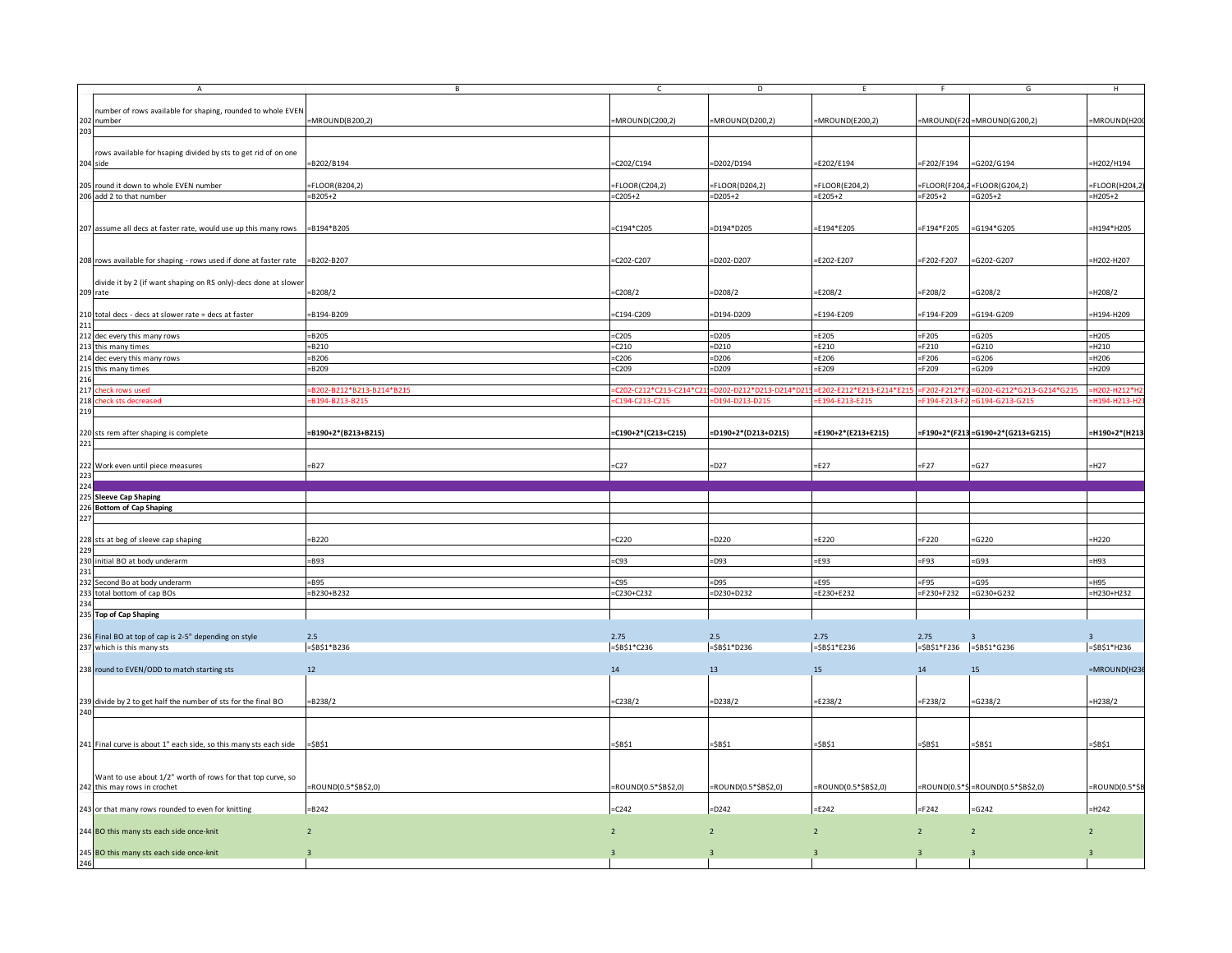|  | A | B | C | D | E | F | G | H |
|---|---|---|---|---|---|---|---|---|
| 202 | number of rows available for shaping, rounded to whole EVEN number | =MROUND(B200,2) | =MROUND(C200,2) | =MROUND(D200,2) | =MROUND(E200,2) | =MROUND(F20 | =MROUND(G200,2) | =MROUND(H200 |
| 203 |  |  |  |  |  |  |  |  |
| 204 | rows available for hsaping divided by sts to get rid of on one side | =B202/B194 | =C202/C194 | =D202/D194 | =E202/E194 | =F202/F194 | =G202/G194 | =H202/H194 |
| 205 | round it down to whole EVEN number | =FLOOR(B204,2) | =FLOOR(C204,2) | =FLOOR(D204,2) | =FLOOR(E204,2) | =FLOOR(F204,2 | =FLOOR(G204,2) | =FLOOR(H204,2) |
| 206 | add 2 to that number | =B205+2 | =C205+2 | =D205+2 | =E205+2 | =F205+2 | =G205+2 | =H205+2 |
| 207 | assume all decs at faster rate, would use up this many rows | =B194*B205 | =C194*C205 | =D194*D205 | =E194*E205 | =F194*F205 | =G194*G205 | =H194*H205 |
| 208 | rows available for shaping - rows used if done at faster rate | =B202-B207 | =C202-C207 | =D202-D207 | =E202-E207 | =F202-F207 | =G202-G207 | =H202-H207 |
| 209 | divide it by 2 (if want shaping on RS only)-decs done at slower rate | =B208/2 | =C208/2 | =D208/2 | =E208/2 | =F208/2 | =G208/2 | =H208/2 |
| 210 | total decs - decs at slower rate = decs at faster | =B194-B209 | =C194-C209 | =D194-D209 | =E194-E209 | =F194-F209 | =G194-G209 | =H194-H209 |
| 211 |  |  |  |  |  |  |  |  |
| 212 | dec every this many rows | =B205 | =C205 | =D205 | =E205 | =F205 | =G205 | =H205 |
| 213 | this many times | =B210 | =C210 | =D210 | =E210 | =F210 | =G210 | =H210 |
| 214 | dec every this many rows | =B206 | =C206 | =D206 | =E206 | =F206 | =G206 | =H206 |
| 215 | this many times | =B209 | =C209 | =D209 | =E209 | =F209 | =G209 | =H209 |
| 216 |  |  |  |  |  |  |  |  |
| 217 | check rows used | =B202-B212*B213-B214*B215 | =C202-C212*C213-C214*C21 | =D202-D212*D213-D214*D215 | =E202-E212*E213-E214*E215 | =F202-F212*F2 | =G202-G212*G213-G214*G215 | =H202-H212*H2 |
| 218 | check sts decreased | =B194-B213-B215 | =C194-C213-C215 | =D194-D213-D215 | =E194-E213-E215 | =F194-F213-F2 | =G194-G213-G215 | =H194-H213-H2 |
| 219 |  |  |  |  |  |  |  |  |
| 220 | sts rem after shaping is complete | **=B190+2*(B213+B215)** | **=C190+2*(C213+C215)** | **=D190+2*(D213+D215)** | **=E190+2*(E213+E215)** | **=F190+2*(F213** | **=G190+2*(G213+G215)** | **=H190+2*(H213** |
| 221 |  |  |  |  |  |  |  |  |
| 222 | Work even until piece measures | =B27 | =C27 | =D27 | =E27 | =F27 | =G27 | =H27 |
| 223 |  |  |  |  |  |  |  |  |
| 224 |  |  |  |  |  |  |  |  |
| 225 | **Sleeve Cap Shaping** |  |  |  |  |  |  |  |
| 226 | **Bottom of Cap Shaping** |  |  |  |  |  |  |  |
| 227 |  |  |  |  |  |  |  |  |
| 228 | sts at beg of sleeve cap shaping | =B220 | =C220 | =D220 | =E220 | =F220 | =G220 | =H220 |
| 229 |  |  |  |  |  |  |  |  |
| 230 | Initial BO at body underarm | =B93 | =C93 | =D93 | =E93 | =F93 | =G93 | =H93 |
| 231 |  |  |  |  |  |  |  |  |
| 232 | Second Bo at body underarm | =B95 | =C95 | =D95 | =E95 | =F95 | =G95 | =H95 |
| 233 | total bottom of cap BOs | =B230+B232 | =C230+C232 | =D230+D232 | =E230+E232 | =F230+F232 | =G230+G232 | =H230+H232 |
| 234 |  |  |  |  |  |  |  |  |
| 235 | **Top of Cap Shaping** |  |  |  |  |  |  |  |
| 236 | Final BO at top of cap is 2-5" depending on style | 2.5 | 2.75 | 2.5 | 2.75 | 2.75 | 3 | 3 |
| 237 | which is this many sts | =$B$1*B236 | =$B$1*C236 | =$B$1*D236 | =$B$1*E236 | =$B$1*F236 | =$B$1*G236 | =$B$1*H236 |
| 238 | round to EVEN/ODD to match starting sts | 12 | 14 | 13 | 15 | 14 | 15 | =MROUND(H236 |
| 239 | divide by 2 to get half the number of sts for the final BO | =B238/2 | =C238/2 | =D238/2 | =E238/2 | =F238/2 | =G238/2 | =H238/2 |
| 240 |  |  |  |  |  |  |  |  |
| 241 | Final curve is about 1" each side, so this many sts each side | =$B$1 | =$B$1 | =$B$1 | =$B$1 | =$B$1 | =$B$1 | =$B$1 |
| 242 | Want to use about 1/2" worth of rows for that top curve, so this many rows in crochet | =ROUND(0.5*$B$2,0) | =ROUND(0.5*$B$2,0) | =ROUND(0.5*$B$2,0) | =ROUND(0.5*$B$2,0) | =ROUND(0.5*$ | =ROUND(0.5*$B$2,0) | =ROUND(0.5*$B |
| 243 | or that many rows rounded to even for knitting | =B242 | =C242 | =D242 | =E242 | =F242 | =G242 | =H242 |
| 244 | BO this many sts each side once-knit | 2 | 2 | 2 | 2 | 2 | 2 | 2 |
| 245 | BO this many sts each side once-knit | 3 | 3 | 3 | 3 | 3 | 3 | 3 |
| 246 |  |  |  |  |  |  |  |  |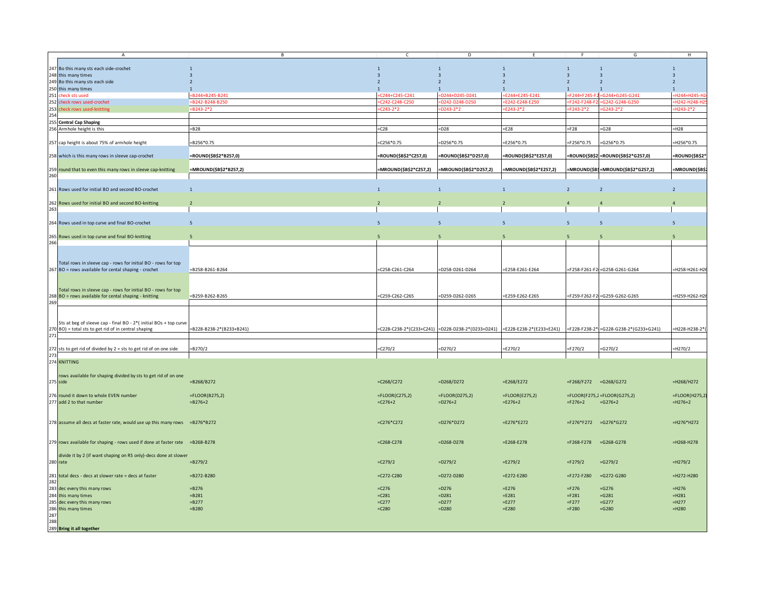| | A | B | C | D | E | F | G | H |
|---|---|---|---|---|---|---|---|---|
| 247 | Bo this many sts each side-crochet | 1 | 1 | 1 | 1 | 1 | 1 | 1 |
| 248 | this many times | 3 | 3 | 3 | 3 | 3 | 3 | 3 |
| 249 | Bo this many sts each side | 2 | 2 | 2 | 2 | 2 | 2 | 2 |
| 250 | this many times | 1 | 1 | 1 | 1 | 1 | 1 | 1 |
| 251 | check sts used | =B244+B245-B241 | =C244+C245-C241 | =D244+D245-D241 | =E244+E245-E241 | =F244+F245-F2 | =G244+G245-G241 | =H244+H245-H2 |
| 252 | check rows used-crochet | =B242-B248-B250 | =C242-C248-C250 | =D242-D248-D250 | =E242-E248-E250 | =F242-F248-F2 | =G242-G248-G250 | =H242-H248-H2 |
| 253 | check rows used-knitting | =B243-2*2 | =C243-2*2 | =D243-2*2 | =E243-2*2 | =F243-2*2 | =G243-2*2 | =H243-2*2 |
| 254 | | | | | | | | |
| 255 | **Central Cap Shaping** | | | | | | | |
| 256 | Armhole height is this | =B28 | =C28 | =D28 | =E28 | =F28 | =G28 | =H28 |
| 257 | cap height is about 75% of armhole height | =B256*0.75 | =C256*0.75 | =D256*0.75 | =E256*0.75 | =F256*0.75 | =G256*0.75 | =H256*0.75 |
| 258 | which is this many rows in sleeve cap-crochet | **=ROUND($B$2*B257,0)** | **=ROUND($B$2*C257,0)** | **=ROUND($B$2*D257,0)** | **=ROUND($B$2*E257,0)** | **=ROUND($B$2** | **=ROUND($B$2*G257,0)** | **=ROUND($B$2*** |
| 259 | round that to even this many rows in sleeve cap-knitting | **=MROUND($B$2*B257,2)** | **=MROUND($B$2*C257,2)** | **=MROUND($B$2*D257,2)** | **=MROUND($B$2*E257,2)** | **=MROUND($B$** | **=MROUND($B$2*G257,2)** | **=MROUND($B$2** |
| 260 | | | | | | | | |
| 261 | Rows used for initial BO and second BO-crochet | 1 | 1 | 1 | 1 | 2 | 2 | 2 |
| 262 | Rows used for initial BO and second BO-knitting | 2 | 2 | 2 | 2 | 4 | 4 | 4 |
| 263 | | | | | | | | |
| 264 | Rows used in top curve and final BO-crochet | 5 | 5 | 5 | 5 | 5 | 5 | 5 |
| 265 | Rows used in top curve and final BO-knitting | 5 | 5 | 5 | 5 | 5 | 5 | 5 |
| 266 | | | | | | | | |
| 267 | Total rows in sleeve cap - rows for initial BO - rows for top BO = rows available for cental shaping - crochet | =B258-B261-B264 | =C258-C261-C264 | =D258-D261-D264 | =E258-E261-E264 | =F258-F261-F2 | =G258-G261-G264 | =H258-H261-H26 |
| 268 | Total rows in sleeve cap - rows for initial BO - rows for top BO = rows available for cental shaping - knitting | =B259-B262-B265 | =C259-C262-C265 | =D259-D262-D265 | =E259-E262-E265 | =F259-F262-F2 | =G259-G262-G265 | =H259-H262-H26 |
| 269 | | | | | | | | |
| 270 | Sts at beg of sleeve cap - final BO - 2*( initial BOs + top curve BO) = total sts to get rid of in central shaping | =B228-B238-2*(B233+B241) | =C228-C238-2*(C233+C241) | =D228-D238-2*(D233+D241) | =E228-E238-2*(E233+E241) | =F228-F238-2* | =G228-G238-2*(G233+G241) | =H228-H238-2*( |
| 271 | | | | | | | | |
| 272 | sts to get rid of divided by 2 = sts to get rid of on one side | =B270/2 | =C270/2 | =D270/2 | =E270/2 | =F270/2 | =G270/2 | =H270/2 |
| 273 | | | | | | | | |
| 274 | KNITTING | | | | | | | |
| 275 | rows available for shaping divided by sts to get rid of on one side | =B268/B272 | =C268/C272 | =D268/D272 | =E268/E272 | =F268/F272 | =G268/G272 | =H268/H272 |
| 276 | round it down to whole EVEN number | =FLOOR(B275,2) | =FLOOR(C275,2) | =FLOOR(D275,2) | =FLOOR(E275,2) | =FLOOR(F275,2 | =FLOOR(G275,2) | =FLOOR(H275,2) |
| 277 | add 2 to that number | =B276+2 | =C276+2 | =D276+2 | =E276+2 | =F276+2 | =G276+2 | =H276+2 |
| 278 | assume all decs at faster rate, would use up this many rows | =B276*B272 | =C276*C272 | =D276*D272 | =E276*E272 | =F276*F272 | =G276*G272 | =H276*H272 |
| 279 | rows available for shaping - rows used if done at faster rate | =B268-B278 | =C268-C278 | =D268-D278 | =E268-E278 | =F268-F278 | =G268-G278 | =H268-H278 |
| 280 | divide it by 2 (if want shaping on RS only)-decs done at slower rate | =B279/2 | =C279/2 | =D279/2 | =E279/2 | =F279/2 | =G279/2 | =H279/2 |
| 281 | total decs - decs at slower rate = decs at faster | =B272-B280 | =C272-C280 | =D272-D280 | =E272-E280 | =F272-F280 | =G272-G280 | =H272-H280 |
| 282 | | | | | | | | |
| 283 | dec every this many rows | =B276 | =C276 | =D276 | =E276 | =F276 | =G276 | =H276 |
| 284 | this many times | =B281 | =C281 | =D281 | =E281 | =F281 | =G281 | =H281 |
| 285 | dec every this many rows | =B277 | =C277 | =D277 | =E277 | =F277 | =G277 | =H277 |
| 286 | this many times | =B280 | =C280 | =D280 | =E280 | =F280 | =G280 | =H280 |
| 287 | | | | | | | | |
| 288 | | | | | | | | |
| 289 | **Bring it all together** | | | | | | | |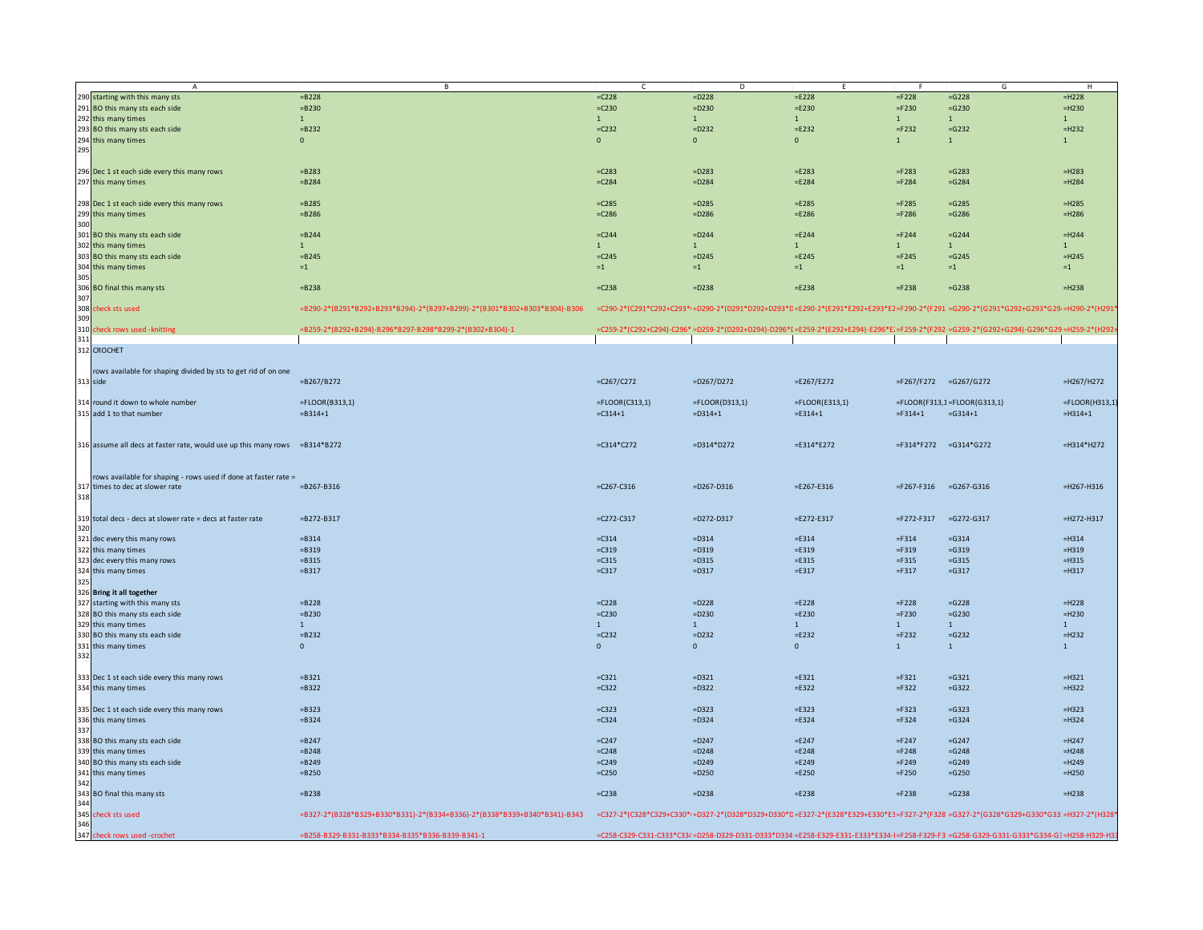| | A | B | C | D | E | F | G | H |
|---|---|---|---|---|---|---|---|---|
| 290 | starting with this many sts | =B228 | =C228 | =D228 | =E228 | =F228 | =G228 | =H228 |
| 291 | BO this many sts each side | =B230 | =C230 | =D230 | =E230 | =F230 | =G230 | =H230 |
| 292 | this many times | 1 | 1 | 1 | 1 | 1 | 1 | 1 |
| 293 | BO this many sts each side | =B232 | =C232 | =D232 | =E232 | =F232 | =G232 | =H232 |
| 294 | this many times | 0 | 0 | 0 | 0 | 1 | 1 | 1 |
| 295 | | | | | | | | |
| 296 | Dec 1 st each side every this many rows | =B283 | =C283 | =D283 | =E283 | =F283 | =G283 | =H283 |
| 297 | this many times | =B284 | =C284 | =D284 | =E284 | =F284 | =G284 | =H284 |
| 298 | Dec 1 st each side every this many rows | =B285 | =C285 | =D285 | =E285 | =F285 | =G285 | =H285 |
| 299 | this many times | =B286 | =C286 | =D286 | =E286 | =F286 | =G286 | =H286 |
| 300 | | | | | | | | |
| 301 | BO this many sts each side | =B244 | =C244 | =D244 | =E244 | =F244 | =G244 | =H244 |
| 302 | this many times | 1 | 1 | 1 | 1 | 1 | 1 | 1 |
| 303 | BO this many sts each side | =B245 | =C245 | =D245 | =E245 | =F245 | =G245 | =H245 |
| 304 | this many times | =1 | =1 | =1 | =1 | =1 | =1 | =1 |
| 305 | | | | | | | | |
| 306 | BO final this many sts | =B238 | =C238 | =D238 | =E238 | =F238 | =G238 | =H238 |
| 307 | | | | | | | | |
| 308 | check sts used | =B290-2*(B291*B292+B293*B294)-2*(B297+B299)-2*(B301*B302+B303*B304)-B306 | =C290-2*(C291*C292+C293* | =D290-2*(D291*D292+D293*D | =E290-2*(E291*E292+E293*E2 | =F290-2*(F291 | =G290-2*(G291*G292+G293*G29 | =H290-2*(H291* |
| 309 | | | | | | | | |
| 310 | check rows used -knitting | =B259-2*(B292+B294)-B296*B297-B298*B299-2*(B302+B304)-1 | =C259-2*(C292+C294)-C296* | =D259-2*(D292+D294)-D296*D | =E259-2*(E292+E294)-E296*E | =F259-2*(F292 | =G259-2*(G292+G294)-G296*G29 | =H259-2*(H292+ |
| 311 | | | | | | | | |
| 312 | CROCHET | | | | | | | |
| 313 | rows available for shaping divided by sts to get rid of on one side | =B267/B272 | =C267/C272 | =D267/D272 | =E267/E272 | =F267/F272 | =G267/G272 | =H267/H272 |
| 314 | round it down to whole number | =FLOOR(B313,1) | =FLOOR(C313,1) | =FLOOR(D313,1) | =FLOOR(E313,1) | =FLOOR(F313,1 | =FLOOR(G313,1) | =FLOOR(H313,1) |
| 315 | add 1 to that number | =B314+1 | =C314+1 | =D314+1 | =E314+1 | =F314+1 | =G314+1 | =H314+1 |
| 316 | assume all decs at faster rate, would use up this many rows | =B314*B272 | =C314*C272 | =D314*D272 | =E314*E272 | =F314*F272 | =G314*G272 | =H314*H272 |
| 317 | rows available for shaping - rows used if done at faster rate = times to dec at slower rate | =B267-B316 | =C267-C316 | =D267-D316 | =E267-E316 | =F267-F316 | =G267-G316 | =H267-H316 |
| 318 | | | | | | | | |
| 319 | total decs - decs at slower rate = decs at faster rate | =B272-B317 | =C272-C317 | =D272-D317 | =E272-E317 | =F272-F317 | =G272-G317 | =H272-H317 |
| 320 | | | | | | | | |
| 321 | dec every this many rows | =B314 | =C314 | =D314 | =E314 | =F314 | =G314 | =H314 |
| 322 | this many times | =B319 | =C319 | =D319 | =E319 | =F319 | =G319 | =H319 |
| 323 | dec every this many rows | =B315 | =C315 | =D315 | =E315 | =F315 | =G315 | =H315 |
| 324 | this many times | =B317 | =C317 | =D317 | =E317 | =F317 | =G317 | =H317 |
| 325 | | | | | | | | |
| 326 | **Bring it all together** | | | | | | | |
| 327 | starting with this many sts | =B228 | =C228 | =D228 | =E228 | =F228 | =G228 | =H228 |
| 328 | BO this many sts each side | =B230 | =C230 | =D230 | =E230 | =F230 | =G230 | =H230 |
| 329 | this many times | 1 | 1 | 1 | 1 | 1 | 1 | 1 |
| 330 | BO this many sts each side | =B232 | =C232 | =D232 | =E232 | =F232 | =G232 | =H232 |
| 331 | this many times | 0 | 0 | 0 | 0 | 1 | 1 | 1 |
| 332 | | | | | | | | |
| 333 | Dec 1 st each side every this many rows | =B321 | =C321 | =D321 | =E321 | =F321 | =G321 | =H321 |
| 334 | this many times | =B322 | =C322 | =D322 | =E322 | =F322 | =G322 | =H322 |
| 335 | Dec 1 st each side every this many rows | =B323 | =C323 | =D323 | =E323 | =F323 | =G323 | =H323 |
| 336 | this many times | =B324 | =C324 | =D324 | =E324 | =F324 | =G324 | =H324 |
| 337 | | | | | | | | |
| 338 | BO this many sts each side | =B247 | =C247 | =D247 | =E247 | =F247 | =G247 | =H247 |
| 339 | this many times | =B248 | =C248 | =D248 | =E248 | =F248 | =G248 | =H248 |
| 340 | BO this many sts each side | =B249 | =C249 | =D249 | =E249 | =F249 | =G249 | =H249 |
| 341 | this many times | =B250 | =C250 | =D250 | =E250 | =F250 | =G250 | =H250 |
| 342 | | | | | | | | |
| 343 | BO final this many sts | =B238 | =C238 | =D238 | =E238 | =F238 | =G238 | =H238 |
| 344 | | | | | | | | |
| 345 | check sts used | =B327-2*(B328*B329+B330*B331)-2*(B334+B336)-2*(B338*B339+B340*B341)-B343 | =C327-2*(C328*C329+C330* | =D327-2*(D328*D329+D330*D | =E327-2*(E328*E329+E330*E3 | =F327-2*(F328 | =G327-2*(G328*G329+G330*G33 | =H327-2*(H328* |
| 346 | | | | | | | | |
| 347 | check rows used -crochet | =B258-B329-B331-B333*B334-B335*B336-B339-B341-1 | =C258-C329-C331-C333*C33 | =D258-D329-D331-D333*D334 | =E258-E329-E331-E333*E334-I | =F258-F329-F3 | =G258-G329-G331-G333*G334-G3 | =H258-H329-H33 |